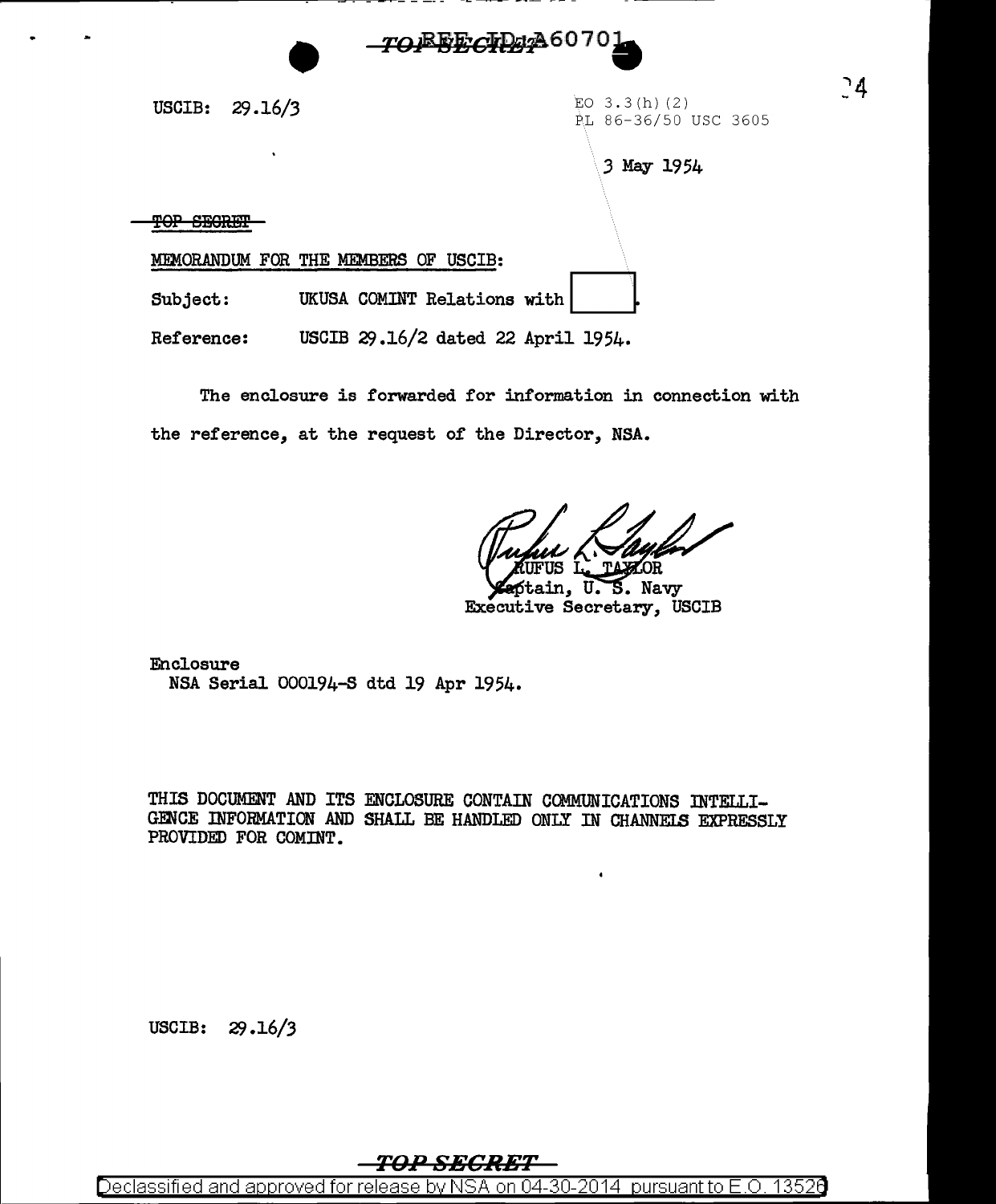TOP SECRET REF ID:A60701

USCIB: 29.16/3

EO 3.3(h)(2)
PL 86-36/50 USC 3605

3 May 1954

~~TOP SECRET~~

MEMORANDUM FOR THE MEMBERS OF USCIB:

Subject: UKUSA COMINT Relations with [ ].

Reference: USCIB 29.16/2 dated 22 April 1954.

The enclosure is forwarded for information in connection with the reference, at the request of the Director, NSA.

RUFUS L. TAYLOR
Captain, U. S. Navy
Executive Secretary, USCIB

Enclosure
NSA Serial 000194-S dtd 19 Apr 1954.

THIS DOCUMENT AND ITS ENCLOSURE CONTAIN COMMUNICATIONS INTELLIGENCE INFORMATION AND SHALL BE HANDLED ONLY IN CHANNELS EXPRESSLY PROVIDED FOR COMINT.

USCIB: 29.16/3

TOP SECRET

Declassified and approved for release by NSA on 04-30-2014 pursuant to E.O. 13526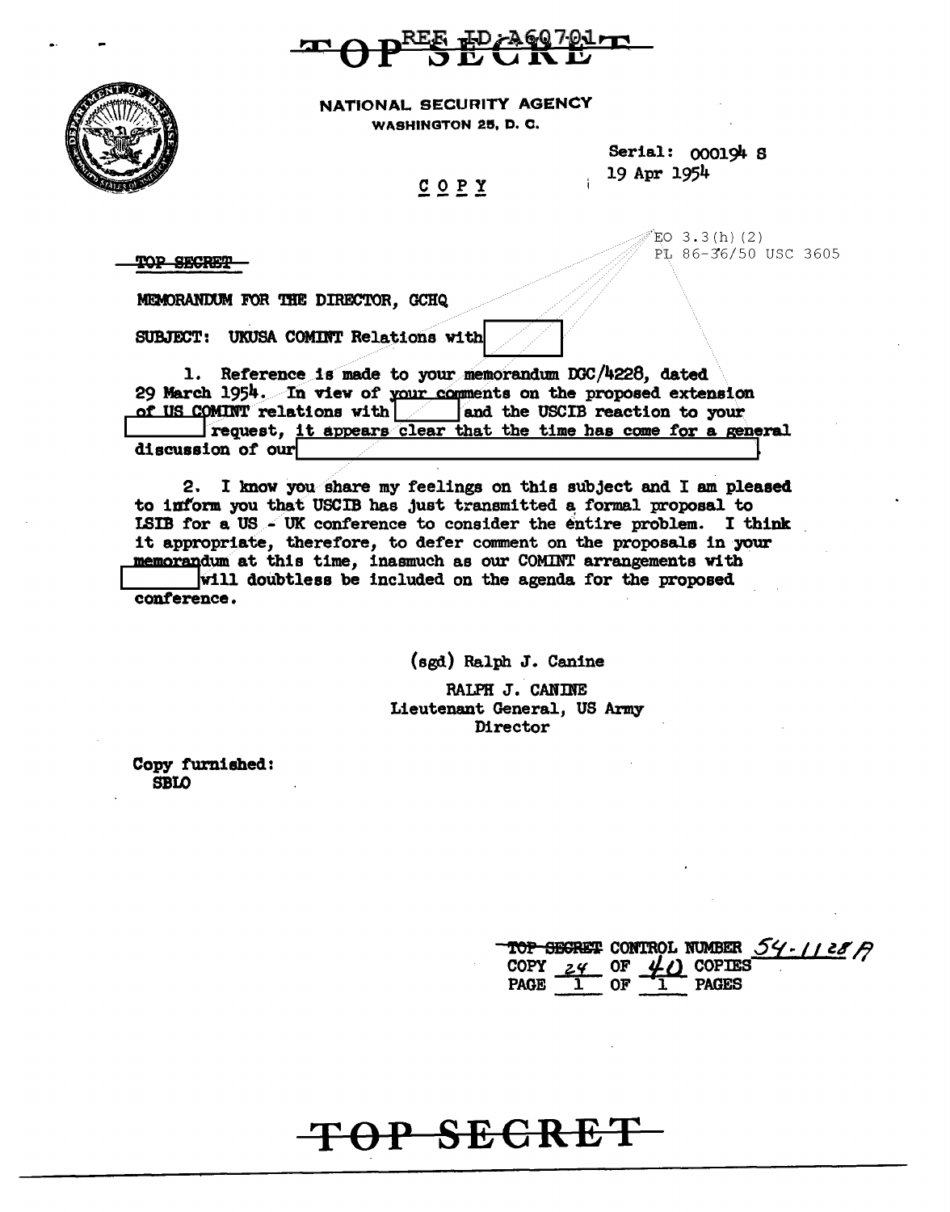TOP SECRET

NATIONAL SECURITY AGENCY
WASHINGTON 25, D. C.

Serial: 000194 S
19 Apr 1954

C O P Y

EO 3.3(h)(2)
PL 86-36/50 USC 3605

TOP SECRET

MEMORANDUM FOR THE DIRECTOR, GCHQ

SUBJECT: UKUSA COMINT Relations with [redacted]

1. Reference is made to your memorandum DGC/4228, dated 29 March 1954. In view of your comments on the proposed extension of US COMINT relations with [redacted] and the USCIB reaction to your [redacted] request, it appears clear that the time has come for a general discussion of our [redacted].

2. I know you share my feelings on this subject and I am pleased to inform you that USCIB has just transmitted a formal proposal to LSIB for a US - UK conference to consider the entire problem. I think it appropriate, therefore, to defer comment on the proposals in your memorandum at this time, inasmuch as our COMINT arrangements with [redacted] will doubtless be included on the agenda for the proposed conference.

(sgd) Ralph J. Canine

RALPH J. CANINE
Lieutenant General, US Army
Director

Copy furnished:
SBLO

TOP SECRET CONTROL NUMBER 54-1128 A
COPY 24 OF 40 COPIES
PAGE 1 OF 1 PAGES

TOP SECRET